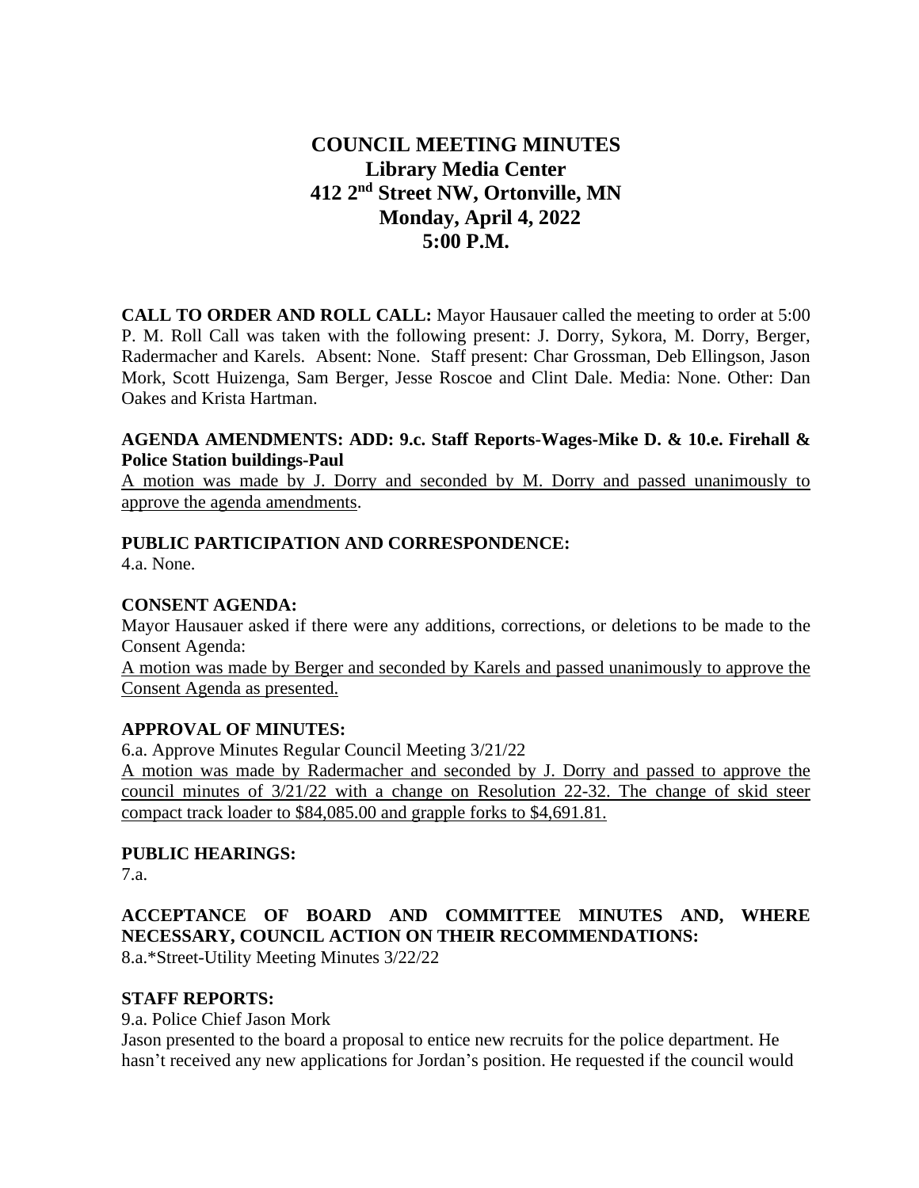# COUNCIL MEETING MINUTES
## Library Media Center
## 412 2nd Street NW, Ortonville, MN
## Monday, April 4, 2022
## 5:00 P.M.

**CALL TO ORDER AND ROLL CALL:** Mayor Hausauer called the meeting to order at 5:00 P. M. Roll Call was taken with the following present: J. Dorry, Sykora, M. Dorry, Berger, Radermacher and Karels. Absent: None. Staff present: Char Grossman, Deb Ellingson, Jason Mork, Scott Huizenga, Sam Berger, Jesse Roscoe and Clint Dale. Media: None. Other: Dan Oakes and Krista Hartman.

**AGENDA AMENDMENTS: ADD: 9.c. Staff Reports-Wages-Mike D. & 10.e. Firehall & Police Station buildings-Paul**

A motion was made by J. Dorry and seconded by M. Dorry and passed unanimously to approve the agenda amendments.

**PUBLIC PARTICIPATION AND CORRESPONDENCE:**

4.a. None.

**CONSENT AGENDA:**

Mayor Hausauer asked if there were any additions, corrections, or deletions to be made to the Consent Agenda:

A motion was made by Berger and seconded by Karels and passed unanimously to approve the Consent Agenda as presented.

**APPROVAL OF MINUTES:**

6.a. Approve Minutes Regular Council Meeting 3/21/22

A motion was made by Radermacher and seconded by J. Dorry and passed to approve the council minutes of 3/21/22 with a change on Resolution 22-32. The change of skid steer compact track loader to $84,085.00 and grapple forks to $4,691.81.

**PUBLIC HEARINGS:**

7.a.

**ACCEPTANCE OF BOARD AND COMMITTEE MINUTES AND, WHERE NECESSARY, COUNCIL ACTION ON THEIR RECOMMENDATIONS:**

8.a.*Street-Utility Meeting Minutes 3/22/22

**STAFF REPORTS:**

9.a. Police Chief Jason Mork

Jason presented to the board a proposal to entice new recruits for the police department. He hasn't received any new applications for Jordan's position. He requested if the council would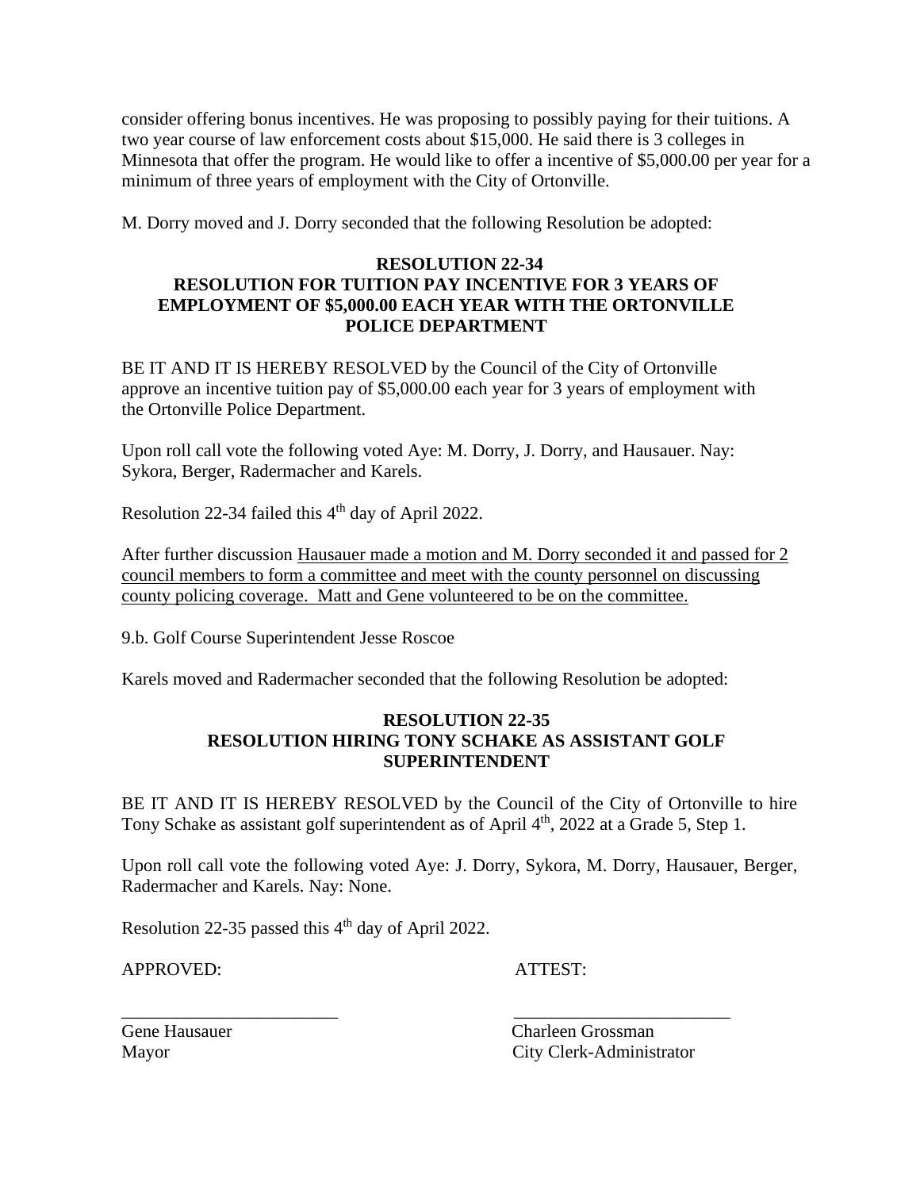consider offering bonus incentives. He was proposing to possibly paying for their tuitions. A two year course of law enforcement costs about $15,000. He said there is 3 colleges in Minnesota that offer the program. He would like to offer a incentive of $5,000.00 per year for a minimum of three years of employment with the City of Ortonville.

M. Dorry moved and J. Dorry seconded that the following Resolution be adopted:

**RESOLUTION 22-34**
**RESOLUTION FOR TUITION PAY INCENTIVE FOR 3 YEARS OF EMPLOYMENT OF $5,000.00 EACH YEAR WITH THE ORTONVILLE POLICE DEPARTMENT**

BE IT AND IT IS HEREBY RESOLVED by the Council of the City of Ortonville approve an incentive tuition pay of $5,000.00 each year for 3 years of employment with the Ortonville Police Department.

Upon roll call vote the following voted Aye: M. Dorry, J. Dorry, and Hausauer. Nay: Sykora, Berger, Radermacher and Karels.

Resolution 22-34 failed this 4th day of April 2022.

After further discussion Hausauer made a motion and M. Dorry seconded it and passed for 2 council members to form a committee and meet with the county personnel on discussing county policing coverage. Matt and Gene volunteered to be on the committee.

9.b. Golf Course Superintendent Jesse Roscoe

Karels moved and Radermacher seconded that the following Resolution be adopted:

**RESOLUTION 22-35**
**RESOLUTION HIRING TONY SCHAKE AS ASSISTANT GOLF SUPERINTENDENT**

BE IT AND IT IS HEREBY RESOLVED by the Council of the City of Ortonville to hire Tony Schake as assistant golf superintendent as of April 4th, 2022 at a Grade 5, Step 1.

Upon roll call vote the following voted Aye: J. Dorry, Sykora, M. Dorry, Hausauer, Berger, Radermacher and Karels. Nay: None.

Resolution 22-35 passed this 4th day of April 2022.

APPROVED: ATTEST:

________________________ ________________________

Gene Hausauer
Mayor

Charleen Grossman
City Clerk-Administrator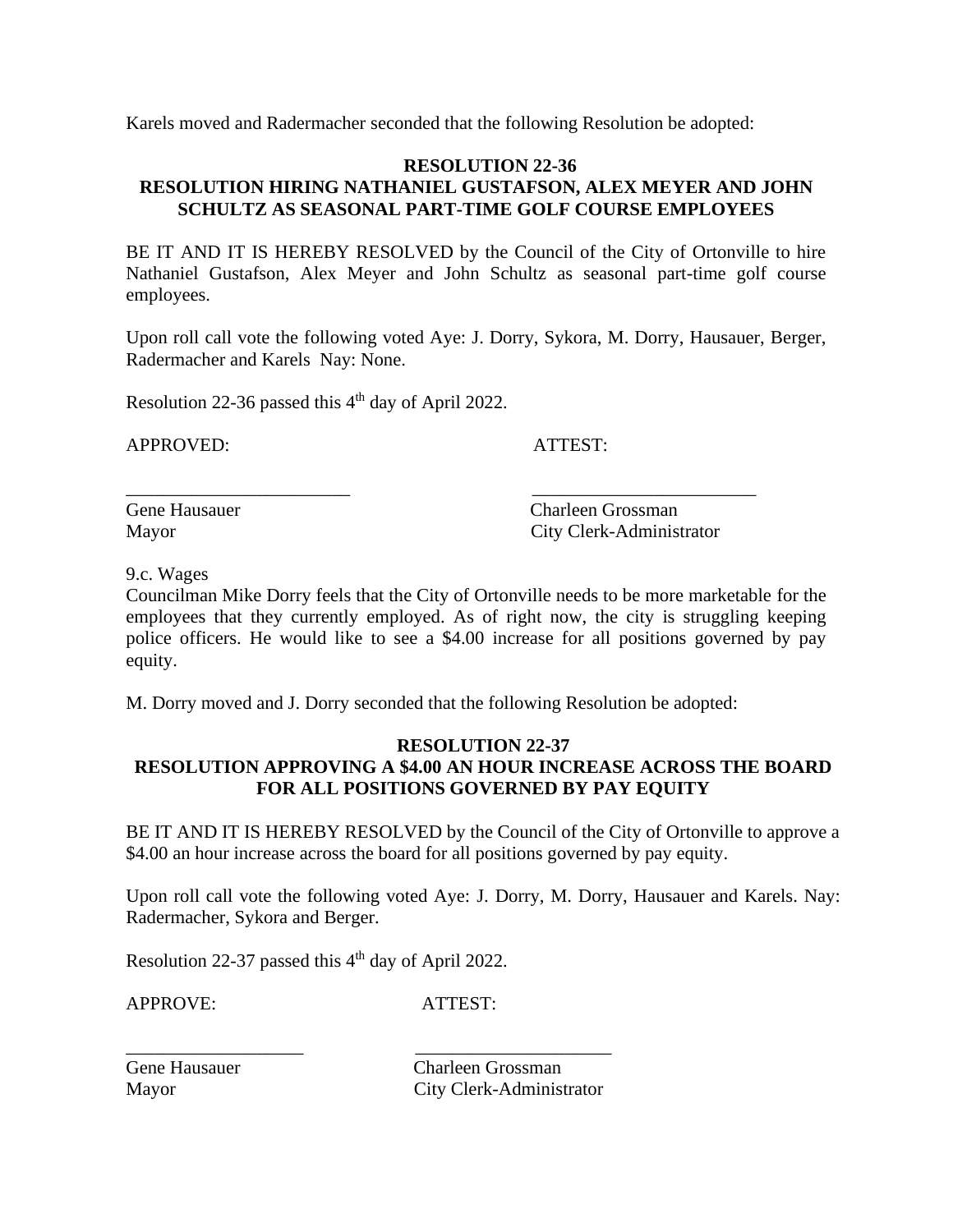Karels moved and Radermacher seconded that the following Resolution be adopted:

**RESOLUTION 22-36**
**RESOLUTION HIRING NATHANIEL GUSTAFSON, ALEX MEYER AND JOHN SCHULTZ AS SEASONAL PART-TIME GOLF COURSE EMPLOYEES**

BE IT AND IT IS HEREBY RESOLVED by the Council of the City of Ortonville to hire Nathaniel Gustafson, Alex Meyer and John Schultz as seasonal part-time golf course employees.

Upon roll call vote the following voted Aye: J. Dorry, Sykora, M. Dorry, Hausauer, Berger, Radermacher and Karels Nay: None.

Resolution 22-36 passed this 4th day of April 2022.

APPROVED: ATTEST:

________________________ ________________________
Gene Hausauer Charleen Grossman
Mayor City Clerk-Administrator

9.c. Wages
Councilman Mike Dorry feels that the City of Ortonville needs to be more marketable for the employees that they currently employed. As of right now, the city is struggling keeping police officers. He would like to see a $4.00 increase for all positions governed by pay equity.

M. Dorry moved and J. Dorry seconded that the following Resolution be adopted:

**RESOLUTION 22-37**
**RESOLUTION APPROVING A $4.00 AN HOUR INCREASE ACROSS THE BOARD FOR ALL POSITIONS GOVERNED BY PAY EQUITY**

BE IT AND IT IS HEREBY RESOLVED by the Council of the City of Ortonville to approve a $4.00 an hour increase across the board for all positions governed by pay equity.

Upon roll call vote the following voted Aye: J. Dorry, M. Dorry, Hausauer and Karels. Nay: Radermacher, Sykora and Berger.

Resolution 22-37 passed this 4th day of April 2022.

APPROVE: ATTEST:

___________________ _____________________
Gene Hausauer Charleen Grossman
Mayor City Clerk-Administrator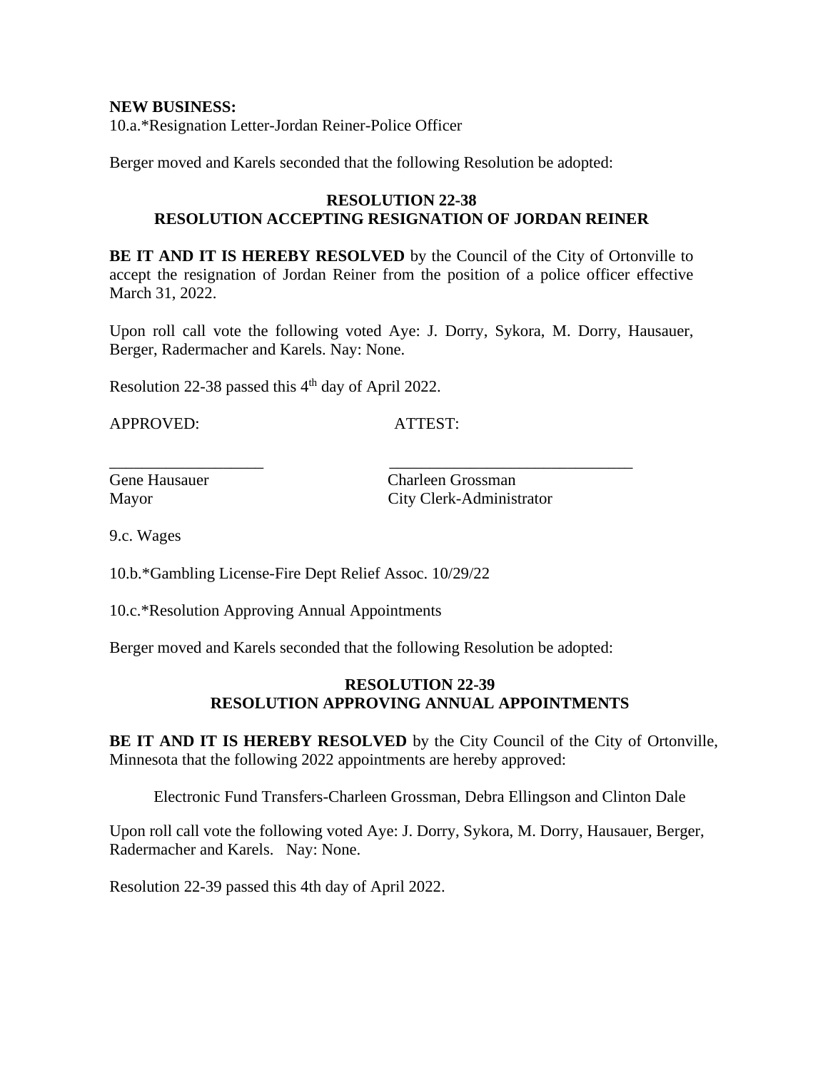**NEW BUSINESS:**
10.a.*Resignation Letter-Jordan Reiner-Police Officer

Berger moved and Karels seconded that the following Resolution be adopted:

**RESOLUTION 22-38**
**RESOLUTION ACCEPTING RESIGNATION OF JORDAN REINER**

**BE IT AND IT IS HEREBY RESOLVED** by the Council of the City of Ortonville to accept the resignation of Jordan Reiner from the position of a police officer effective March 31, 2022.

Upon roll call vote the following voted Aye: J. Dorry, Sykora, M. Dorry, Hausauer, Berger, Radermacher and Karels. Nay: None.

Resolution 22-38 passed this 4th day of April 2022.

APPROVED: ATTEST:

___________________ ______________________________
Gene Hausauer Charleen Grossman
Mayor City Clerk-Administrator

9.c. Wages

10.b.*Gambling License-Fire Dept Relief Assoc. 10/29/22

10.c.*Resolution Approving Annual Appointments

Berger moved and Karels seconded that the following Resolution be adopted:

**RESOLUTION 22-39**
**RESOLUTION APPROVING ANNUAL APPOINTMENTS**

**BE IT AND IT IS HEREBY RESOLVED** by the City Council of the City of Ortonville, Minnesota that the following 2022 appointments are hereby approved:

Electronic Fund Transfers-Charleen Grossman, Debra Ellingson and Clinton Dale

Upon roll call vote the following voted Aye: J. Dorry, Sykora, M. Dorry, Hausauer, Berger, Radermacher and Karels. Nay: None.

Resolution 22-39 passed this 4th day of April 2022.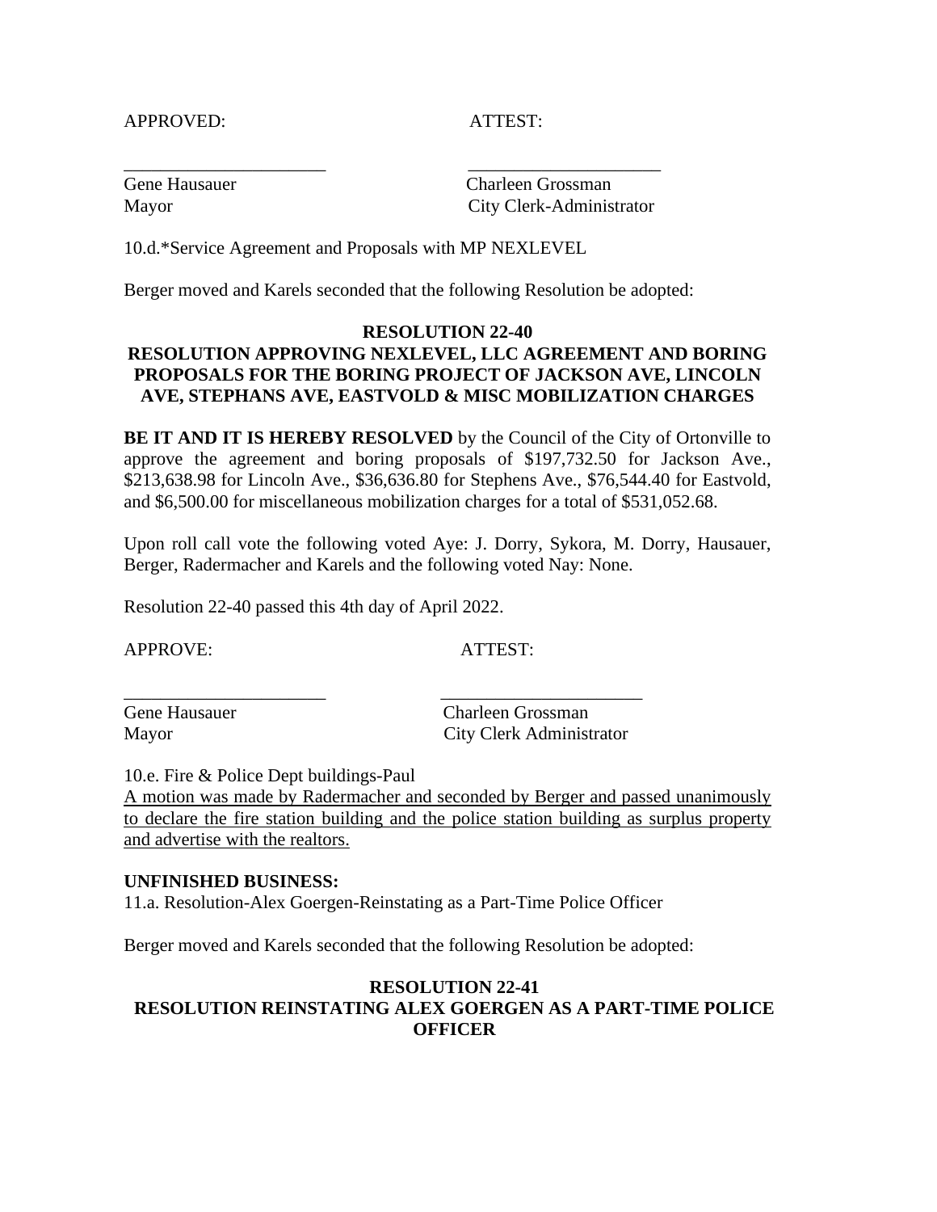APPROVED: ATTEST:

______________________ ______________________

Gene Hausauer Charleen Grossman

Mayor City Clerk-Administrator

10.d.*Service Agreement and Proposals with MP NEXLEVEL

Berger moved and Karels seconded that the following Resolution be adopted:

**RESOLUTION 22-40**

**RESOLUTION APPROVING NEXLEVEL, LLC AGREEMENT AND BORING PROPOSALS FOR THE BORING PROJECT OF JACKSON AVE, LINCOLN AVE, STEPHANS AVE, EASTVOLD & MISC MOBILIZATION CHARGES**

**BE IT AND IT IS HEREBY RESOLVED** by the Council of the City of Ortonville to approve the agreement and boring proposals of $197,732.50 for Jackson Ave., $213,638.98 for Lincoln Ave., $36,636.80 for Stephens Ave., $76,544.40 for Eastvold, and $6,500.00 for miscellaneous mobilization charges for a total of $531,052.68.

Upon roll call vote the following voted Aye: J. Dorry, Sykora, M. Dorry, Hausauer, Berger, Radermacher and Karels and the following voted Nay: None.

Resolution 22-40 passed this 4th day of April 2022.

APPROVE: ATTEST:

______________________ ______________________

Gene Hausauer Charleen Grossman

Mayor City Clerk Administrator

10.e. Fire & Police Dept buildings-Paul

<u>A motion was made by Radermacher and seconded by Berger and passed unanimously to declare the fire station building and the police station building as surplus property and advertise with the realtors.</u>

**UNFINISHED BUSINESS:**

11.a. Resolution-Alex Goergen-Reinstating as a Part-Time Police Officer

Berger moved and Karels seconded that the following Resolution be adopted:

**RESOLUTION 22-41**

**RESOLUTION REINSTATING ALEX GOERGEN AS A PART-TIME POLICE OFFICER**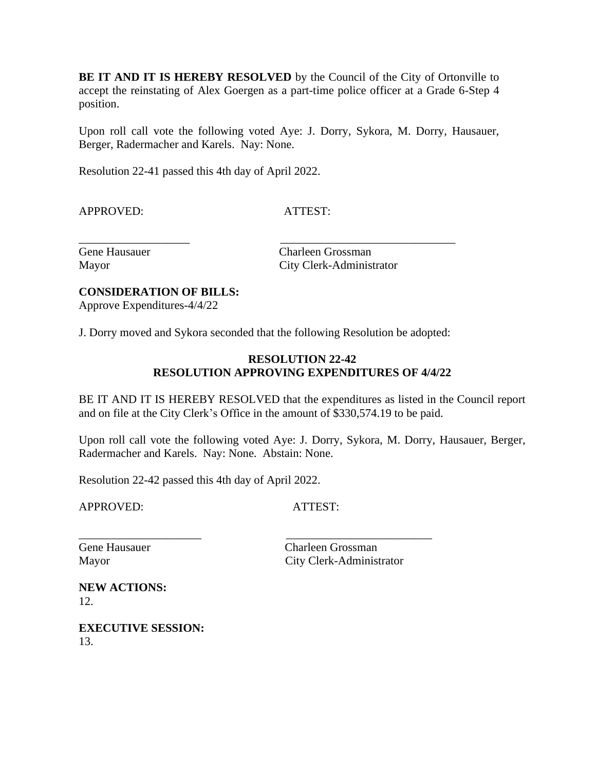**BE IT AND IT IS HEREBY RESOLVED** by the Council of the City of Ortonville to accept the reinstating of Alex Goergen as a part-time police officer at a Grade 6-Step 4 position.

Upon roll call vote the following voted Aye: J. Dorry, Sykora, M. Dorry, Hausauer, Berger, Radermacher and Karels. Nay: None.

Resolution 22-41 passed this 4th day of April 2022.

APPROVED: ATTEST:

\_\_\_\_\_\_\_\_\_\_\_\_\_\_\_\_\_\_ \_\_\_\_\_\_\_\_\_\_\_\_\_\_\_\_\_\_\_\_\_\_\_\_\_\_\_\_\_\_

Gene Hausauer
Mayor

Charleen Grossman
City Clerk-Administrator

**CONSIDERATION OF BILLS:**
Approve Expenditures-4/4/22

J. Dorry moved and Sykora seconded that the following Resolution be adopted:

**RESOLUTION 22-42**
**RESOLUTION APPROVING EXPENDITURES OF 4/4/22**

BE IT AND IT IS HEREBY RESOLVED that the expenditures as listed in the Council report and on file at the City Clerk's Office in the amount of $330,574.19 to be paid.

Upon roll call vote the following voted Aye: J. Dorry, Sykora, M. Dorry, Hausauer, Berger, Radermacher and Karels. Nay: None. Abstain: None.

Resolution 22-42 passed this 4th day of April 2022.

APPROVED: ATTEST:

\_\_\_\_\_\_\_\_\_\_\_\_\_\_\_\_\_\_\_\_ \_\_\_\_\_\_\_\_\_\_\_\_\_\_\_\_\_\_\_\_\_\_\_\_\_

Gene Hausauer
Mayor

Charleen Grossman
City Clerk-Administrator

**NEW ACTIONS:**
12.

**EXECUTIVE SESSION:**
13.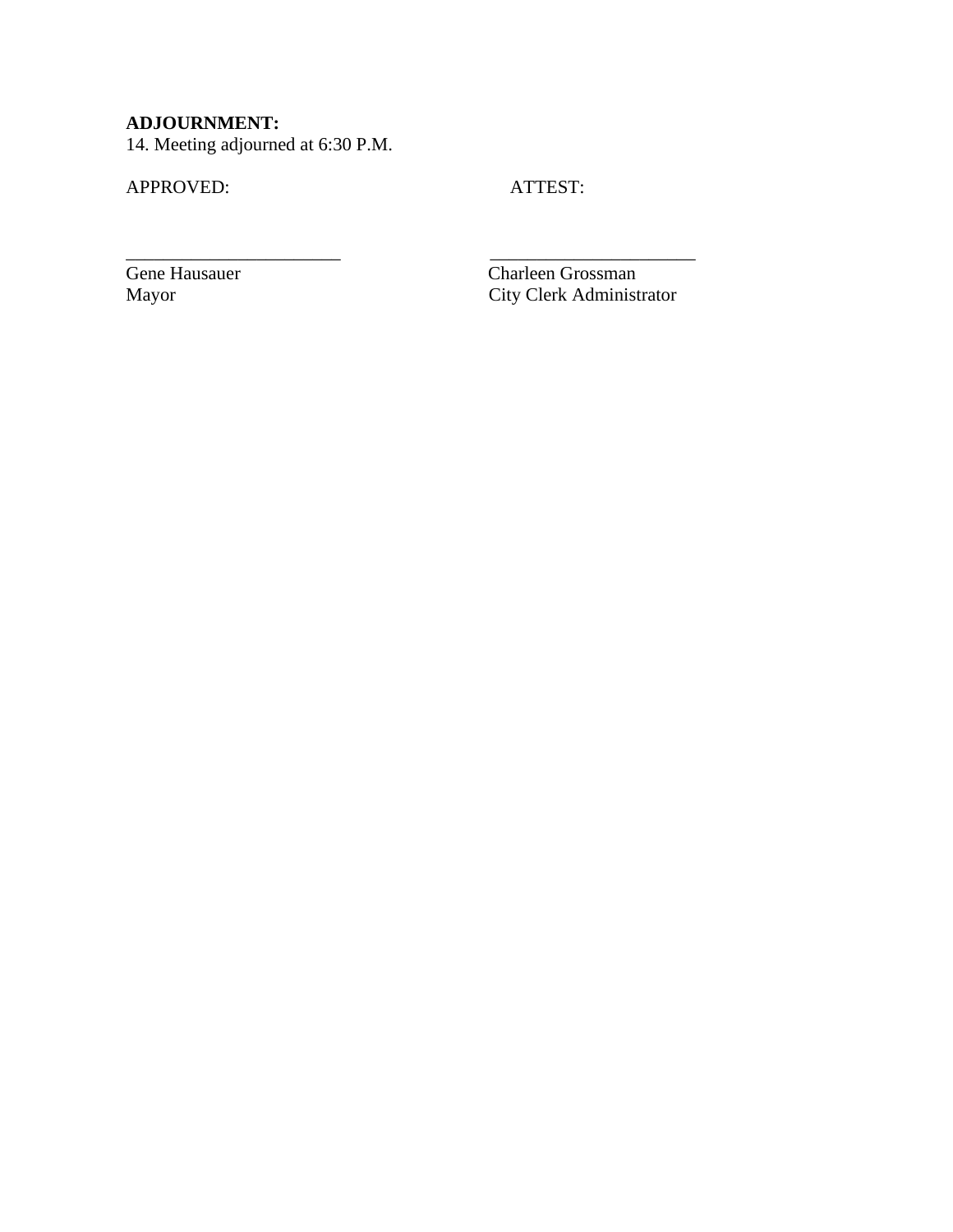**ADJOURNMENT:**
14. Meeting adjourned at 6:30 P.M.

APPROVED: ATTEST:

_______________________ _______________________
Gene Hausauer Charleen Grossman
Mayor City Clerk Administrator